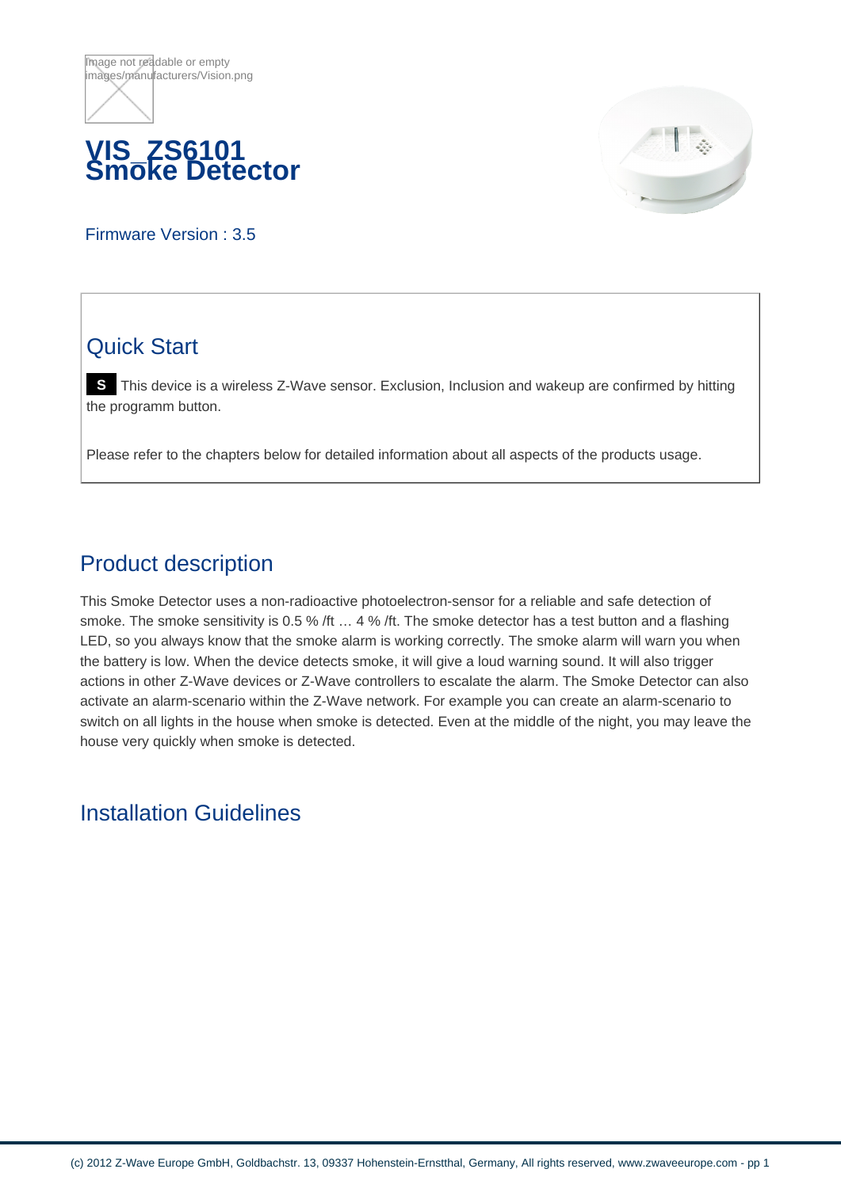Image not readable or empty
images/manufacturers/Vision.png

# VIS_ZS6101 Smoke Detector

Firmware Version : 3.5

## Quick Start

**S** This device is a wireless Z-Wave sensor. Exclusion, Inclusion and wakeup are confirmed by hitting the programm button.

Please refer to the chapters below for detailed information about all aspects of the products usage.

## Product description

This Smoke Detector uses a non-radioactive photoelectron-sensor for a reliable and safe detection of smoke. The smoke sensitivity is 0.5 % /ft … 4 % /ft. The smoke detector has a test button and a flashing LED, so you always know that the smoke alarm is working correctly. The smoke alarm will warn you when the battery is low. When the device detects smoke, it will give a loud warning sound. It will also trigger actions in other Z-Wave devices or Z-Wave controllers to escalate the alarm. The Smoke Detector can also activate an alarm-scenario within the Z-Wave network. For example you can create an alarm-scenario to switch on all lights in the house when smoke is detected. Even at the middle of the night, you may leave the house very quickly when smoke is detected.

## Installation Guidelines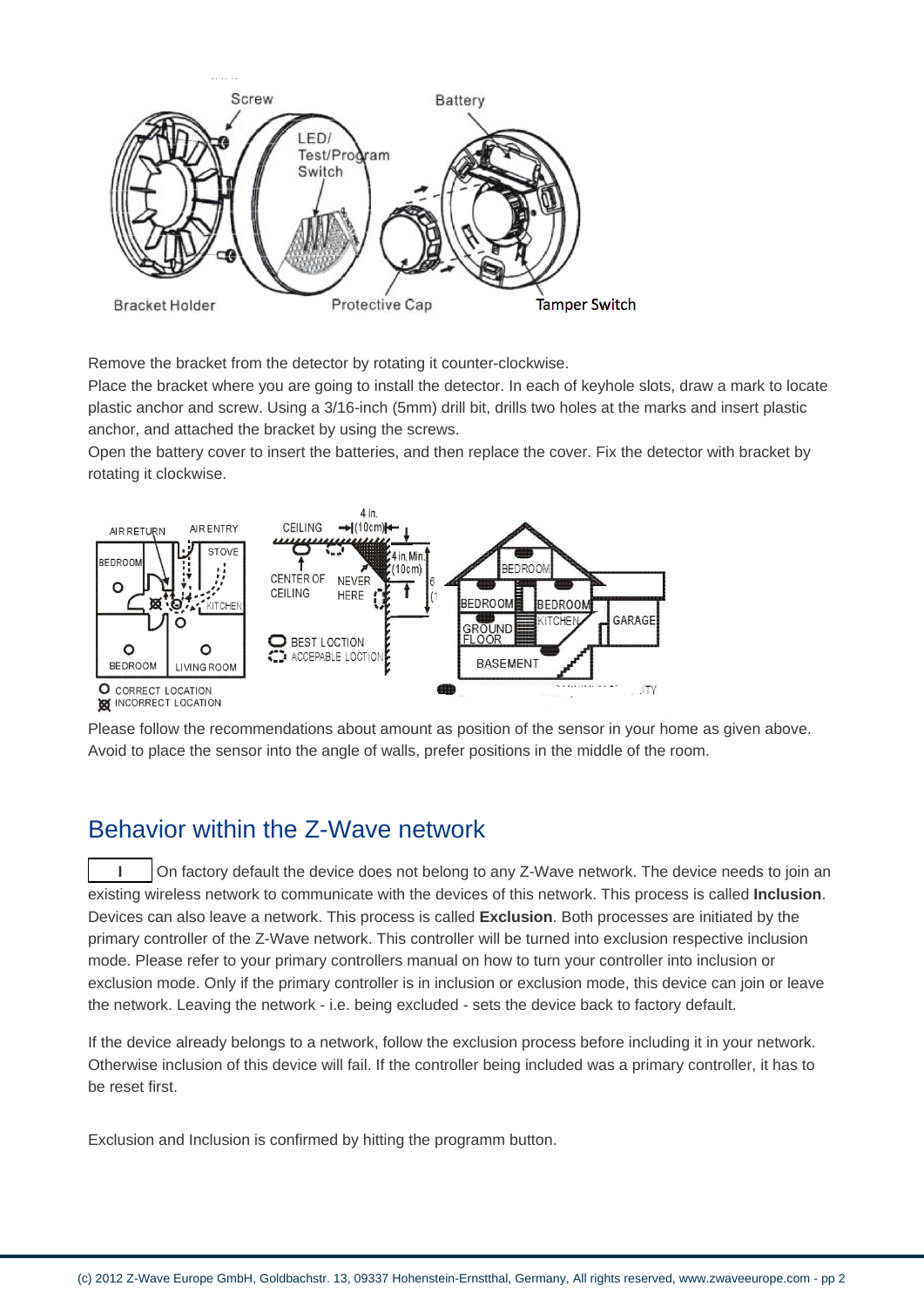Remove the bracket from the detector by rotating it counter-clockwise.
Place the bracket where you are going to install the detector. In each of keyhole slots, draw a mark to locate plastic anchor and screw. Using a 3/16-inch (5mm) drill bit, drills two holes at the marks and insert plastic anchor, and attached the bracket by using the screws.
Open the battery cover to insert the batteries, and then replace the cover. Fix the detector with bracket by rotating it clockwise.

Please follow the recommendations about amount as position of the sensor in your home as given above. Avoid to place the sensor into the angle of walls, prefer positions in the middle of the room.

## Behavior within the Z-Wave network

I On factory default the device does not belong to any Z-Wave network. The device needs to join an existing wireless network to communicate with the devices of this network. This process is called **Inclusion**. Devices can also leave a network. This process is called **Exclusion**. Both processes are initiated by the primary controller of the Z-Wave network. This controller will be turned into exclusion respective inclusion mode. Please refer to your primary controllers manual on how to turn your controller into inclusion or exclusion mode. Only if the primary controller is in inclusion or exclusion mode, this device can join or leave the network. Leaving the network - i.e. being excluded - sets the device back to factory default.

If the device already belongs to a network, follow the exclusion process before including it in your network. Otherwise inclusion of this device will fail. If the controller being included was a primary controller, it has to be reset first.

Exclusion and Inclusion is confirmed by hitting the programm button.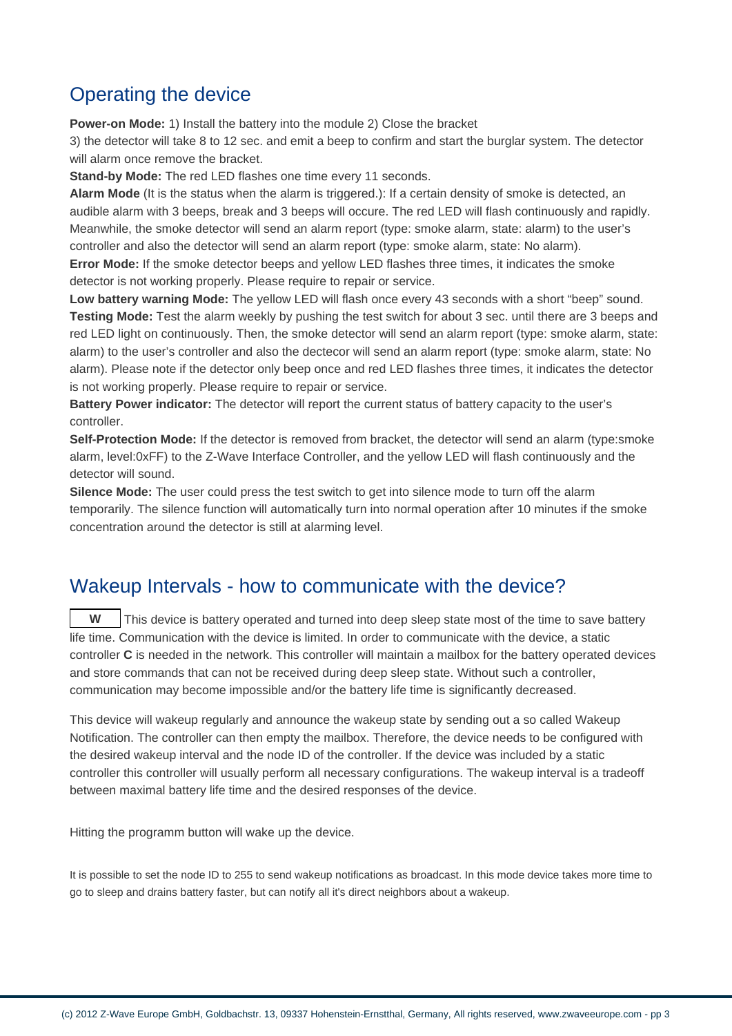## Operating the device

**Power-on Mode:** 1) Install the battery into the module 2) Close the bracket
3) the detector will take 8 to 12 sec. and emit a beep to confirm and start the burglar system. The detector will alarm once remove the bracket.

**Stand-by Mode:** The red LED flashes one time every 11 seconds.

**Alarm Mode** (It is the status when the alarm is triggered.): If a certain density of smoke is detected, an audible alarm with 3 beeps, break and 3 beeps will occure. The red LED will flash continuously and rapidly. Meanwhile, the smoke detector will send an alarm report (type: smoke alarm, state: alarm) to the user's controller and also the detector will send an alarm report (type: smoke alarm, state: No alarm).

**Error Mode:** If the smoke detector beeps and yellow LED flashes three times, it indicates the smoke detector is not working properly. Please require to repair or service.

**Low battery warning Mode:** The yellow LED will flash once every 43 seconds with a short "beep" sound.

**Testing Mode:** Test the alarm weekly by pushing the test switch for about 3 sec. until there are 3 beeps and red LED light on continuously. Then, the smoke detector will send an alarm report (type: smoke alarm, state: alarm) to the user's controller and also the dectecor will send an alarm report (type: smoke alarm, state: No alarm). Please note if the detector only beep once and red LED flashes three times, it indicates the detector is not working properly. Please require to repair or service.

**Battery Power indicator:** The detector will report the current status of battery capacity to the user's controller.

**Self-Protection Mode:** If the detector is removed from bracket, the detector will send an alarm (type:smoke alarm, level:0xFF) to the Z-Wave Interface Controller, and the yellow LED will flash continuously and the detector will sound.

**Silence Mode:** The user could press the test switch to get into silence mode to turn off the alarm temporarily. The silence function will automatically turn into normal operation after 10 minutes if the smoke concentration around the detector is still at alarming level.

## Wakeup Intervals - how to communicate with the device?

**W** This device is battery operated and turned into deep sleep state most of the time to save battery life time. Communication with the device is limited. In order to communicate with the device, a static controller **C** is needed in the network. This controller will maintain a mailbox for the battery operated devices and store commands that can not be received during deep sleep state. Without such a controller, communication may become impossible and/or the battery life time is significantly decreased.

This device will wakeup regularly and announce the wakeup state by sending out a so called Wakeup Notification. The controller can then empty the mailbox. Therefore, the device needs to be configured with the desired wakeup interval and the node ID of the controller. If the device was included by a static controller this controller will usually perform all necessary configurations. The wakeup interval is a tradeoff between maximal battery life time and the desired responses of the device.

Hitting the programm button will wake up the device.

It is possible to set the node ID to 255 to send wakeup notifications as broadcast. In this mode device takes more time to go to sleep and drains battery faster, but can notify all it's direct neighbors about a wakeup.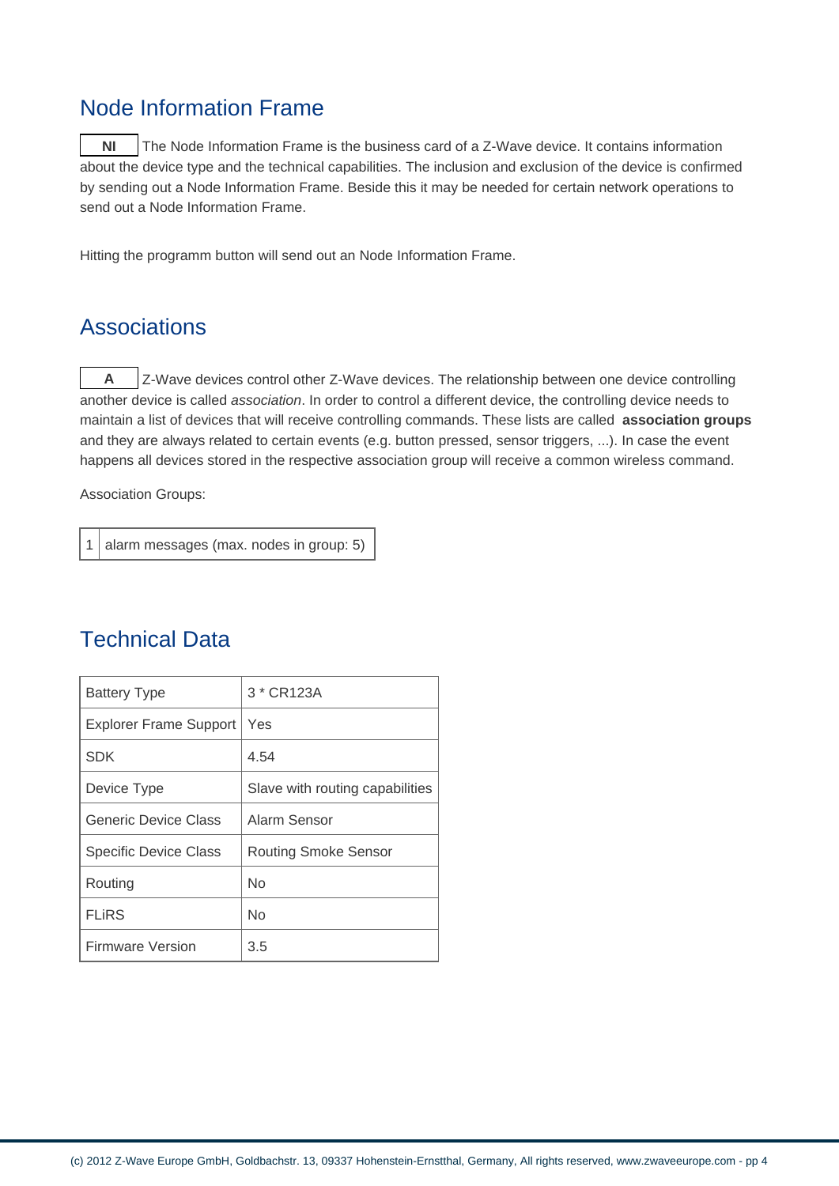## Node Information Frame

**NI** The Node Information Frame is the business card of a Z-Wave device. It contains information about the device type and the technical capabilities. The inclusion and exclusion of the device is confirmed by sending out a Node Information Frame. Beside this it may be needed for certain network operations to send out a Node Information Frame.

Hitting the programm button will send out an Node Information Frame.

## Associations

**A** Z-Wave devices control other Z-Wave devices. The relationship between one device controlling another device is called *association*. In order to control a different device, the controlling device needs to maintain a list of devices that will receive controlling commands. These lists are called **association groups** and they are always related to certain events (e.g. button pressed, sensor triggers, ...). In case the event happens all devices stored in the respective association group will receive a common wireless command.

Association Groups:

| | |
|---|---|
| 1 | alarm messages (max. nodes in group: 5) |

## Technical Data

| | |
|---|---|
| Battery Type | 3 * CR123A |
| Explorer Frame Support | Yes |
| SDK | 4.54 |
| Device Type | Slave with routing capabilities |
| Generic Device Class | Alarm Sensor |
| Specific Device Class | Routing Smoke Sensor |
| Routing | No |
| FLiRS | No |
| Firmware Version | 3.5 |